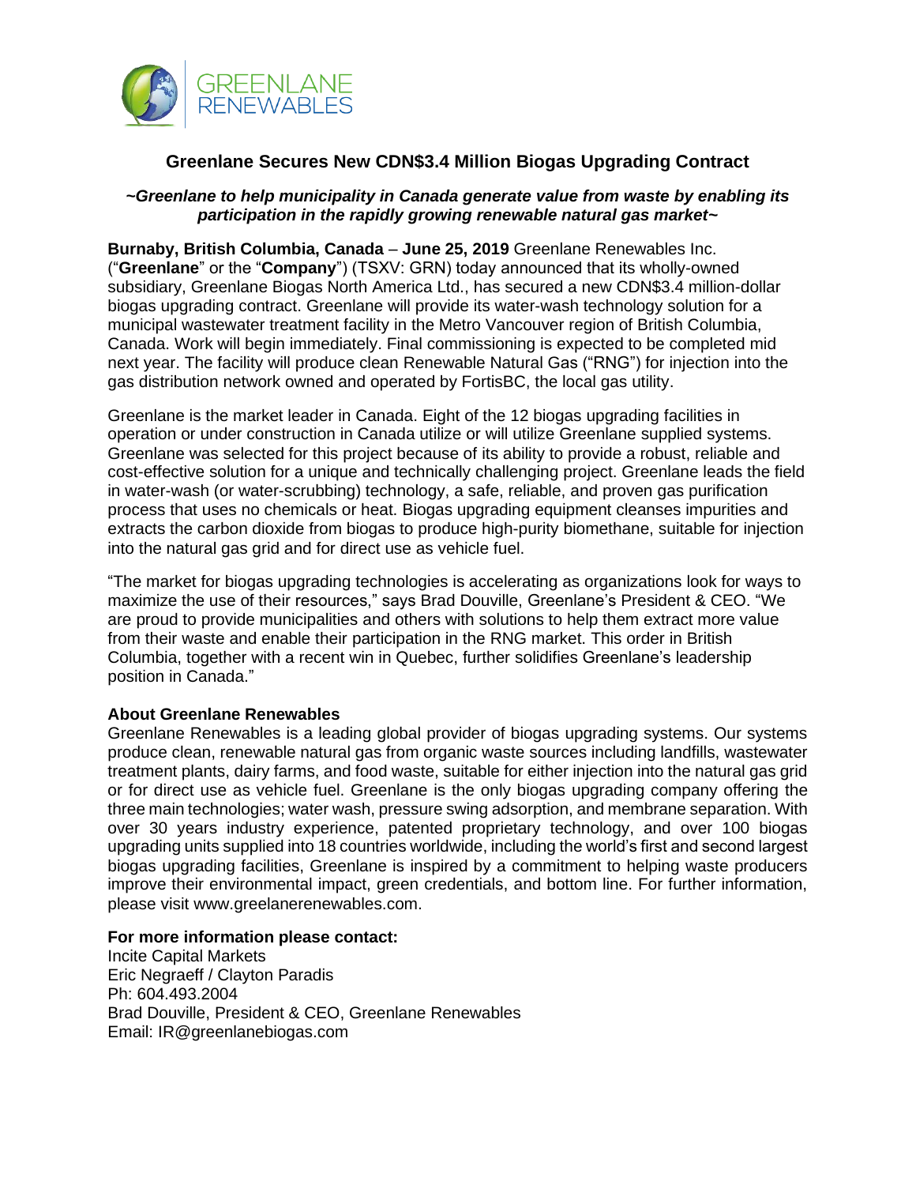# Greenlane Secures New CDN$3.4 Million Biogas Upgrading Contract

***~Greenlane to help municipality in Canada generate value from waste by enabling its participation in the rapidly growing renewable natural gas market~***

**Burnaby, British Columbia, Canada** – **June 25, 2019** Greenlane Renewables Inc. ("**Greenlane**" or the "**Company**") (TSXV: GRN) today announced that its wholly-owned subsidiary, Greenlane Biogas North America Ltd., has secured a new CDN$3.4 million-dollar biogas upgrading contract. Greenlane will provide its water-wash technology solution for a municipal wastewater treatment facility in the Metro Vancouver region of British Columbia, Canada. Work will begin immediately. Final commissioning is expected to be completed mid next year. The facility will produce clean Renewable Natural Gas ("RNG") for injection into the gas distribution network owned and operated by FortisBC, the local gas utility.

Greenlane is the market leader in Canada. Eight of the 12 biogas upgrading facilities in operation or under construction in Canada utilize or will utilize Greenlane supplied systems. Greenlane was selected for this project because of its ability to provide a robust, reliable and cost-effective solution for a unique and technically challenging project. Greenlane leads the field in water-wash (or water-scrubbing) technology, a safe, reliable, and proven gas purification process that uses no chemicals or heat. Biogas upgrading equipment cleanses impurities and extracts the carbon dioxide from biogas to produce high-purity biomethane, suitable for injection into the natural gas grid and for direct use as vehicle fuel.

"The market for biogas upgrading technologies is accelerating as organizations look for ways to maximize the use of their resources," says Brad Douville, Greenlane's President & CEO. "We are proud to provide municipalities and others with solutions to help them extract more value from their waste and enable their participation in the RNG market. This order in British Columbia, together with a recent win in Quebec, further solidifies Greenlane's leadership position in Canada."

**About Greenlane Renewables**

Greenlane Renewables is a leading global provider of biogas upgrading systems. Our systems produce clean, renewable natural gas from organic waste sources including landfills, wastewater treatment plants, dairy farms, and food waste, suitable for either injection into the natural gas grid or for direct use as vehicle fuel. Greenlane is the only biogas upgrading company offering the three main technologies; water wash, pressure swing adsorption, and membrane separation. With over 30 years industry experience, patented proprietary technology, and over 100 biogas upgrading units supplied into 18 countries worldwide, including the world's first and second largest biogas upgrading facilities, Greenlane is inspired by a commitment to helping waste producers improve their environmental impact, green credentials, and bottom line. For further information, please visit www.greelanerenewables.com.

**For more information please contact:**

Incite Capital Markets
Eric Negraeff / Clayton Paradis
Ph: 604.493.2004
Brad Douville, President & CEO, Greenlane Renewables
Email: IR@greenlanebiogas.com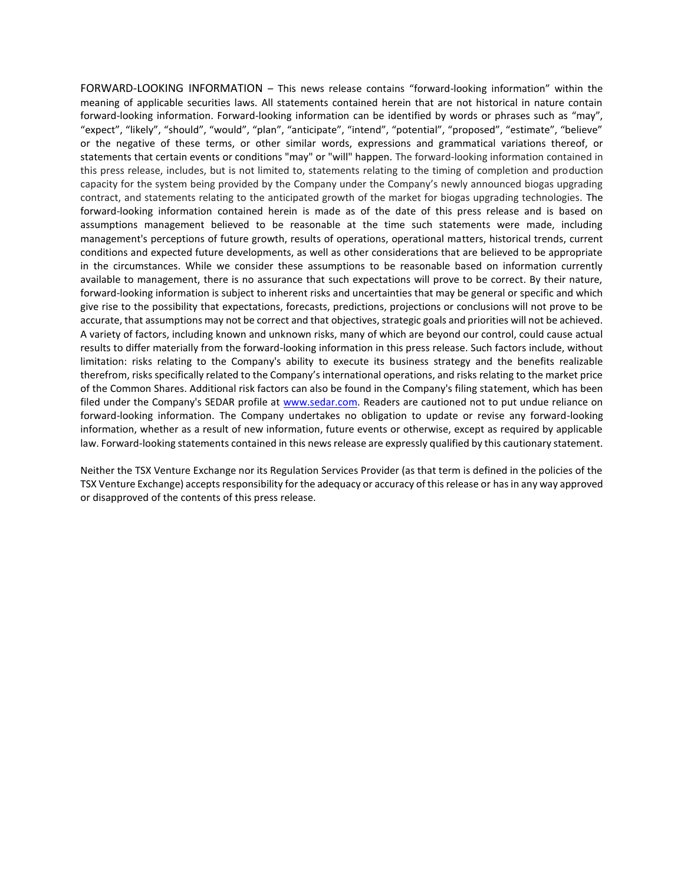FORWARD-LOOKING INFORMATION – This news release contains "forward-looking information" within the meaning of applicable securities laws. All statements contained herein that are not historical in nature contain forward-looking information. Forward-looking information can be identified by words or phrases such as "may", "expect", "likely", "should", "would", "plan", "anticipate", "intend", "potential", "proposed", "estimate", "believe" or the negative of these terms, or other similar words, expressions and grammatical variations thereof, or statements that certain events or conditions "may" or "will" happen. The forward-looking information contained in this press release, includes, but is not limited to, statements relating to the timing of completion and production capacity for the system being provided by the Company under the Company's newly announced biogas upgrading contract, and statements relating to the anticipated growth of the market for biogas upgrading technologies. The forward-looking information contained herein is made as of the date of this press release and is based on assumptions management believed to be reasonable at the time such statements were made, including management's perceptions of future growth, results of operations, operational matters, historical trends, current conditions and expected future developments, as well as other considerations that are believed to be appropriate in the circumstances. While we consider these assumptions to be reasonable based on information currently available to management, there is no assurance that such expectations will prove to be correct. By their nature, forward-looking information is subject to inherent risks and uncertainties that may be general or specific and which give rise to the possibility that expectations, forecasts, predictions, projections or conclusions will not prove to be accurate, that assumptions may not be correct and that objectives, strategic goals and priorities will not be achieved. A variety of factors, including known and unknown risks, many of which are beyond our control, could cause actual results to differ materially from the forward-looking information in this press release. Such factors include, without limitation: risks relating to the Company's ability to execute its business strategy and the benefits realizable therefrom, risks specifically related to the Company's international operations, and risks relating to the market price of the Common Shares. Additional risk factors can also be found in the Company's filing statement, which has been filed under the Company's SEDAR profile at www.sedar.com. Readers are cautioned not to put undue reliance on forward-looking information. The Company undertakes no obligation to update or revise any forward-looking information, whether as a result of new information, future events or otherwise, except as required by applicable law. Forward-looking statements contained in this news release are expressly qualified by this cautionary statement.

Neither the TSX Venture Exchange nor its Regulation Services Provider (as that term is defined in the policies of the TSX Venture Exchange) accepts responsibility for the adequacy or accuracy of this release or has in any way approved or disapproved of the contents of this press release.